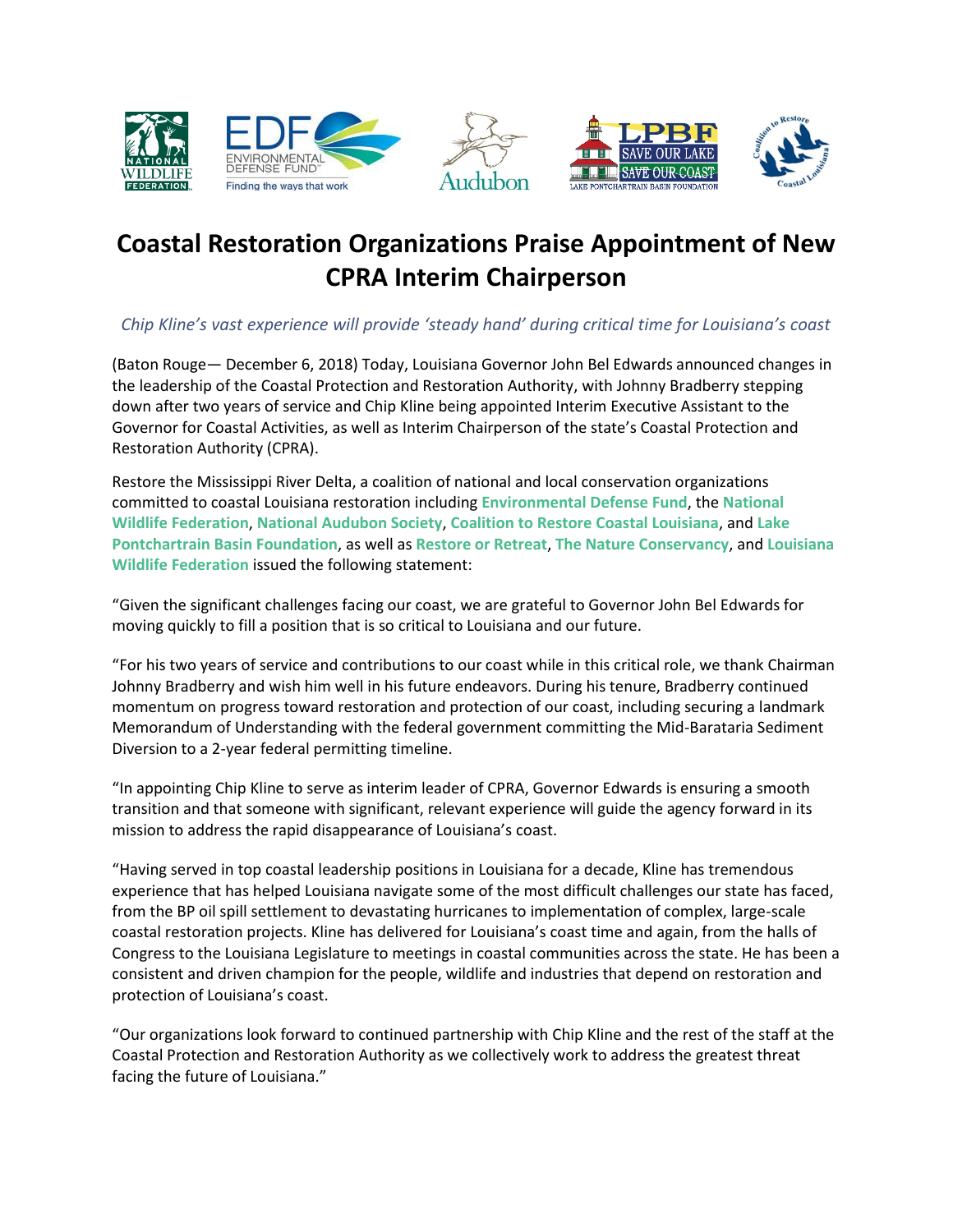# Coastal Restoration Organizations Praise Appointment of New CPRA Interim Chairperson

*Chip Kline's vast experience will provide 'steady hand' during critical time for Louisiana's coast*

(Baton Rouge— December 6, 2018) Today, Louisiana Governor John Bel Edwards announced changes in the leadership of the Coastal Protection and Restoration Authority, with Johnny Bradberry stepping down after two years of service and Chip Kline being appointed Interim Executive Assistant to the Governor for Coastal Activities, as well as Interim Chairperson of the state's Coastal Protection and Restoration Authority (CPRA).

Restore the Mississippi River Delta, a coalition of national and local conservation organizations committed to coastal Louisiana restoration including **Environmental Defense Fund**, the **National Wildlife Federation**, **National Audubon Society**, **Coalition to Restore Coastal Louisiana**, and **Lake Pontchartrain Basin Foundation**, as well as **Restore or Retreat**, **The Nature Conservancy**, and **Louisiana Wildlife Federation** issued the following statement:

"Given the significant challenges facing our coast, we are grateful to Governor John Bel Edwards for moving quickly to fill a position that is so critical to Louisiana and our future.

"For his two years of service and contributions to our coast while in this critical role, we thank Chairman Johnny Bradberry and wish him well in his future endeavors. During his tenure, Bradberry continued momentum on progress toward restoration and protection of our coast, including securing a landmark Memorandum of Understanding with the federal government committing the Mid-Barataria Sediment Diversion to a 2-year federal permitting timeline.

"In appointing Chip Kline to serve as interim leader of CPRA, Governor Edwards is ensuring a smooth transition and that someone with significant, relevant experience will guide the agency forward in its mission to address the rapid disappearance of Louisiana's coast.

"Having served in top coastal leadership positions in Louisiana for a decade, Kline has tremendous experience that has helped Louisiana navigate some of the most difficult challenges our state has faced, from the BP oil spill settlement to devastating hurricanes to implementation of complex, large-scale coastal restoration projects. Kline has delivered for Louisiana's coast time and again, from the halls of Congress to the Louisiana Legislature to meetings in coastal communities across the state. He has been a consistent and driven champion for the people, wildlife and industries that depend on restoration and protection of Louisiana's coast.

"Our organizations look forward to continued partnership with Chip Kline and the rest of the staff at the Coastal Protection and Restoration Authority as we collectively work to address the greatest threat facing the future of Louisiana."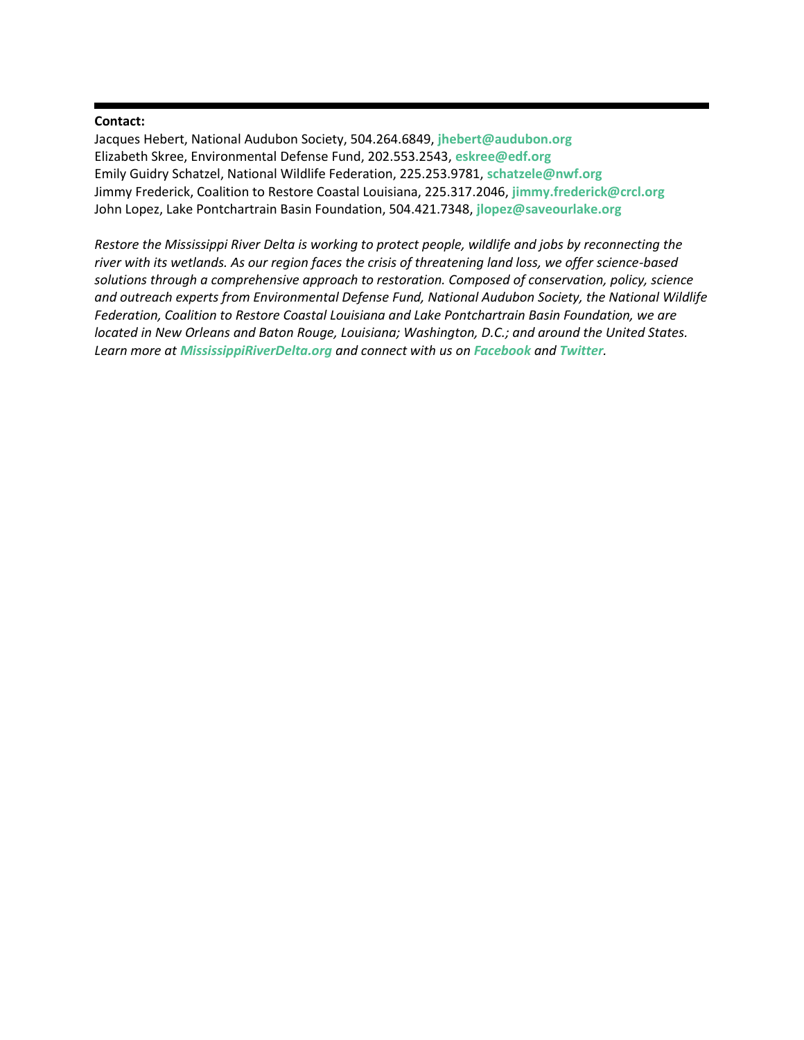**Contact:**

Jacques Hebert, National Audubon Society, 504.264.6849, **jhebert@audubon.org**
Elizabeth Skree, Environmental Defense Fund, 202.553.2543, **eskree@edf.org**
Emily Guidry Schatzel, National Wildlife Federation, 225.253.9781, **schatzele@nwf.org**
Jimmy Frederick, Coalition to Restore Coastal Louisiana, 225.317.2046, **jimmy.frederick@crcl.org**
John Lopez, Lake Pontchartrain Basin Foundation, 504.421.7348, **jlopez@saveourlake.org**

*Restore the Mississippi River Delta is working to protect people, wildlife and jobs by reconnecting the river with its wetlands. As our region faces the crisis of threatening land loss, we offer science-based solutions through a comprehensive approach to restoration. Composed of conservation, policy, science and outreach experts from Environmental Defense Fund, National Audubon Society, the National Wildlife Federation, Coalition to Restore Coastal Louisiana and Lake Pontchartrain Basin Foundation, we are located in New Orleans and Baton Rouge, Louisiana; Washington, D.C.; and around the United States. Learn more at **MississippiRiverDelta.org** and connect with us on **Facebook** and **Twitter**.*